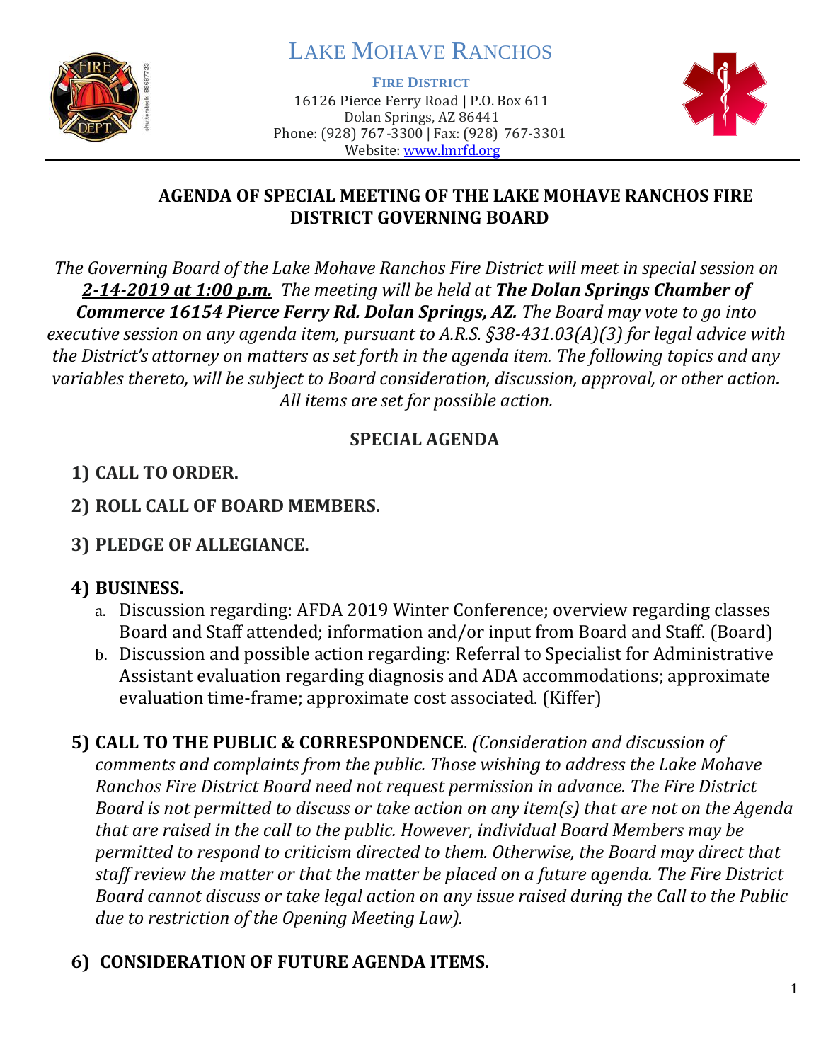# LAKE MOHAVE RANCHOS

**FIRE DISTRICT**

16126 Pierce Ferry Road | P.O. Box 611
Dolan Springs, AZ 86441
Phone: (928) 767-3300 | Fax: (928) 767-3301
Website: www.lmrfd.org

## AGENDA OF SPECIAL MEETING OF THE LAKE MOHAVE RANCHOS FIRE DISTRICT GOVERNING BOARD

*The Governing Board of the Lake Mohave Ranchos Fire District will meet in special session on **2-14-2019 at 1:00 p.m.** The meeting will be held at **The Dolan Springs Chamber of Commerce 16154 Pierce Ferry Rd. Dolan Springs, AZ.** The Board may vote to go into executive session on any agenda item, pursuant to A.R.S. §38-431.03(A)(3) for legal advice with the District's attorney on matters as set forth in the agenda item. The following topics and any variables thereto, will be subject to Board consideration, discussion, approval, or other action. All items are set for possible action.*

## SPECIAL AGENDA

1) **CALL TO ORDER.**
2) **ROLL CALL OF BOARD MEMBERS.**
3) **PLEDGE OF ALLEGIANCE.**
4) **BUSINESS.**
   a. Discussion regarding: AFDA 2019 Winter Conference; overview regarding classes Board and Staff attended; information and/or input from Board and Staff. (Board)
   b. Discussion and possible action regarding: Referral to Specialist for Administrative Assistant evaluation regarding diagnosis and ADA accommodations; approximate evaluation time-frame; approximate cost associated. (Kiffer)
5) **CALL TO THE PUBLIC & CORRESPONDENCE**. *(Consideration and discussion of comments and complaints from the public. Those wishing to address the Lake Mohave Ranchos Fire District Board need not request permission in advance. The Fire District Board is not permitted to discuss or take action on any item(s) that are not on the Agenda that are raised in the call to the public. However, individual Board Members may be permitted to respond to criticism directed to them. Otherwise, the Board may direct that staff review the matter or that the matter be placed on a future agenda. The Fire District Board cannot discuss or take legal action on any issue raised during the Call to the Public due to restriction of the Opening Meeting Law).*
6) **CONSIDERATION OF FUTURE AGENDA ITEMS.**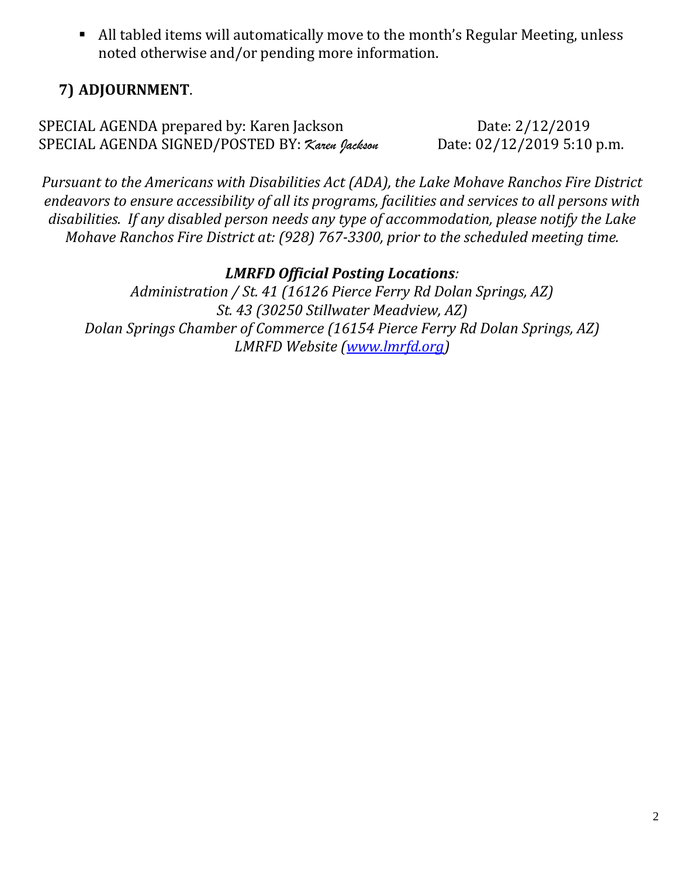- All tabled items will automatically move to the month's Regular Meeting, unless noted otherwise and/or pending more information.

**7) ADJOURNMENT**.

SPECIAL AGENDA prepared by: Karen Jackson Date: 2/12/2019
SPECIAL AGENDA SIGNED/POSTED BY: *Karen Jackson* Date: 02/12/2019 5:10 p.m.

*Pursuant to the Americans with Disabilities Act (ADA), the Lake Mohave Ranchos Fire District endeavors to ensure accessibility of all its programs, facilities and services to all persons with disabilities. If any disabled person needs any type of accommodation, please notify the Lake Mohave Ranchos Fire District at: (928) 767-3300, prior to the scheduled meeting time.*

***LMRFD Official Posting Locations**:*
*Administration / St. 41 (16126 Pierce Ferry Rd Dolan Springs, AZ)*
*St. 43 (30250 Stillwater Meadview, AZ)*
*Dolan Springs Chamber of Commerce (16154 Pierce Ferry Rd Dolan Springs, AZ)*
*LMRFD Website ([www.lmrfd.org](http://www.lmrfd.org))*